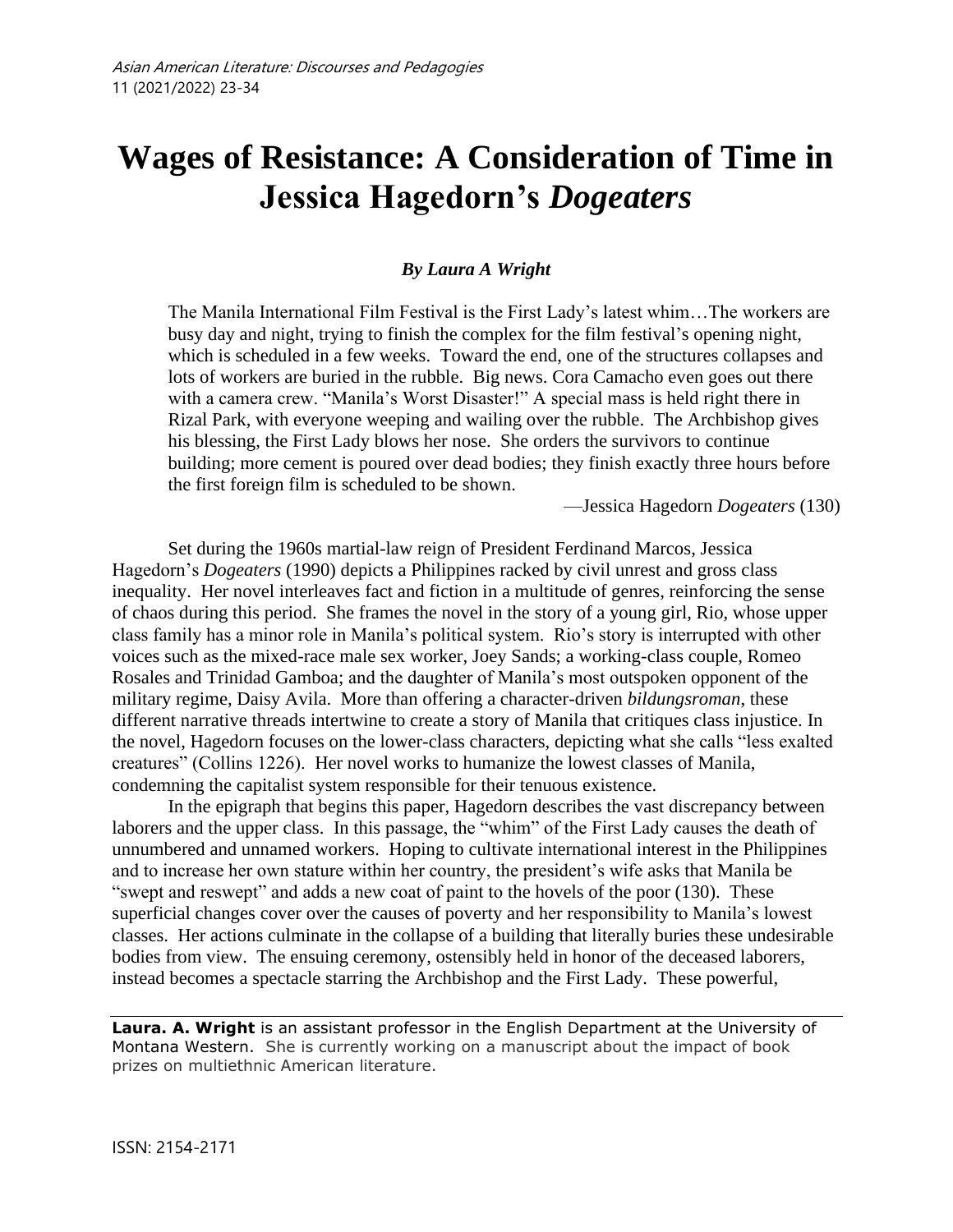# Wages of Resistance: A Consideration of Time in Jessica Hagedorn's *Dogeaters*

***By Laura A Wright***

> The Manila International Film Festival is the First Lady's latest whim…The workers are busy day and night, trying to finish the complex for the film festival's opening night, which is scheduled in a few weeks. Toward the end, one of the structures collapses and lots of workers are buried in the rubble. Big news. Cora Camacho even goes out there with a camera crew. "Manila's Worst Disaster!" A special mass is held right there in Rizal Park, with everyone weeping and wailing over the rubble. The Archbishop gives his blessing, the First Lady blows her nose. She orders the survivors to continue building; more cement is poured over dead bodies; they finish exactly three hours before the first foreign film is scheduled to be shown.
>
> —Jessica Hagedorn *Dogeaters* (130)

Set during the 1960s martial-law reign of President Ferdinand Marcos, Jessica Hagedorn's *Dogeaters* (1990) depicts a Philippines racked by civil unrest and gross class inequality. Her novel interleaves fact and fiction in a multitude of genres, reinforcing the sense of chaos during this period. She frames the novel in the story of a young girl, Rio, whose upper class family has a minor role in Manila's political system. Rio's story is interrupted with other voices such as the mixed-race male sex worker, Joey Sands; a working-class couple, Romeo Rosales and Trinidad Gamboa; and the daughter of Manila's most outspoken opponent of the military regime, Daisy Avila. More than offering a character-driven *bildungsroman*, these different narrative threads intertwine to create a story of Manila that critiques class injustice. In the novel, Hagedorn focuses on the lower-class characters, depicting what she calls "less exalted creatures" (Collins 1226). Her novel works to humanize the lowest classes of Manila, condemning the capitalist system responsible for their tenuous existence.

In the epigraph that begins this paper, Hagedorn describes the vast discrepancy between laborers and the upper class. In this passage, the "whim" of the First Lady causes the death of unnumbered and unnamed workers. Hoping to cultivate international interest in the Philippines and to increase her own stature within her country, the president's wife asks that Manila be "swept and reswept" and adds a new coat of paint to the hovels of the poor (130). These superficial changes cover over the causes of poverty and her responsibility to Manila's lowest classes. Her actions culminate in the collapse of a building that literally buries these undesirable bodies from view. The ensuing ceremony, ostensibly held in honor of the deceased laborers, instead becomes a spectacle starring the Archbishop and the First Lady. These powerful,

---

**Laura. A. Wright** is an assistant professor in the English Department at the University of Montana Western. She is currently working on a manuscript about the impact of book prizes on multiethnic American literature.

ISSN: 2154-2171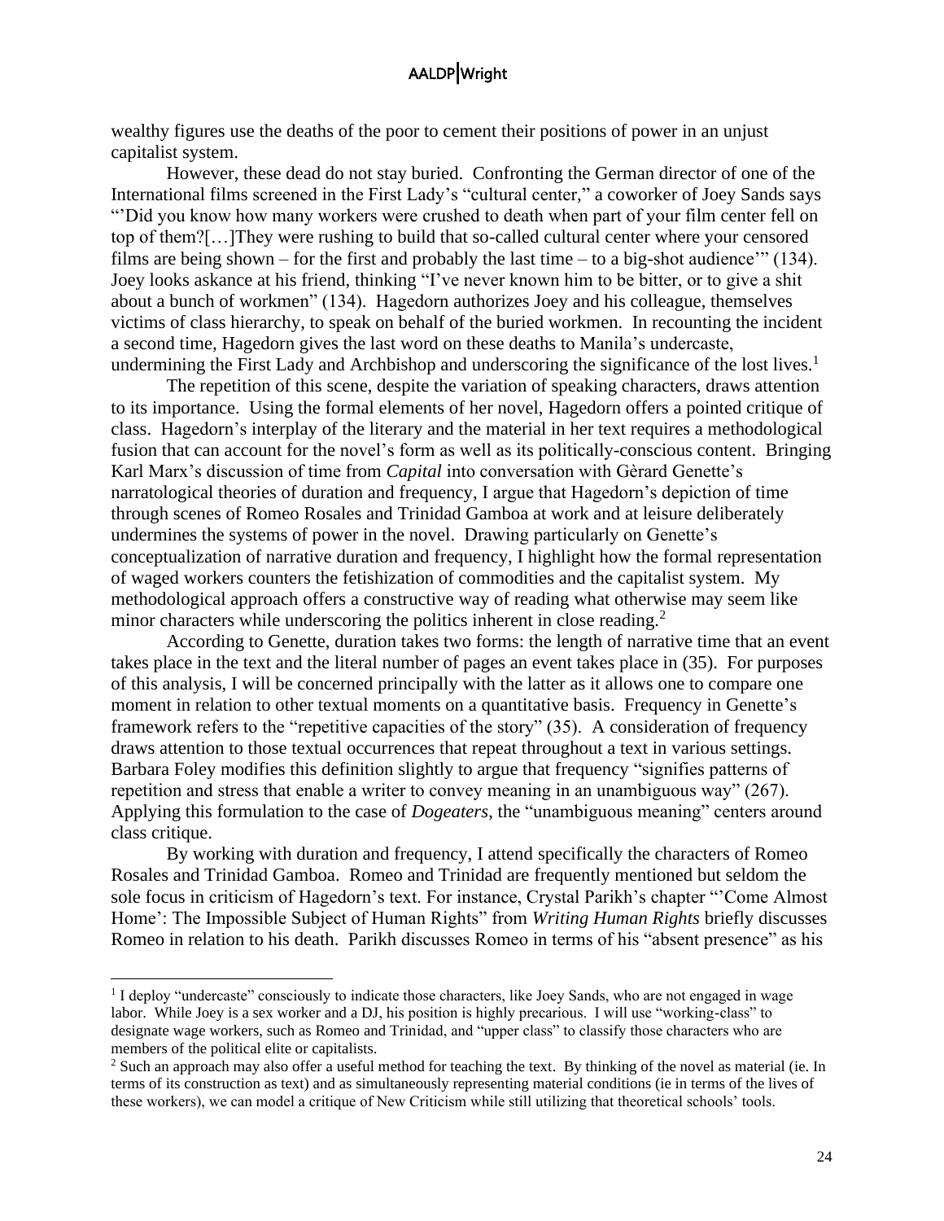wealthy figures use the deaths of the poor to cement their positions of power in an unjust capitalist system.

However, these dead do not stay buried. Confronting the German director of one of the International films screened in the First Lady's "cultural center," a coworker of Joey Sands says "'Did you know how many workers were crushed to death when part of your film center fell on top of them?[…]They were rushing to build that so-called cultural center where your censored films are being shown – for the first and probably the last time – to a big-shot audience'" (134). Joey looks askance at his friend, thinking "I've never known him to be bitter, or to give a shit about a bunch of workmen" (134). Hagedorn authorizes Joey and his colleague, themselves victims of class hierarchy, to speak on behalf of the buried workmen. In recounting the incident a second time, Hagedorn gives the last word on these deaths to Manila's undercaste, undermining the First Lady and Archbishop and underscoring the significance of the lost lives.[1]

The repetition of this scene, despite the variation of speaking characters, draws attention to its importance. Using the formal elements of her novel, Hagedorn offers a pointed critique of class. Hagedorn's interplay of the literary and the material in her text requires a methodological fusion that can account for the novel's form as well as its politically-conscious content. Bringing Karl Marx's discussion of time from *Capital* into conversation with Gèrard Genette's narratological theories of duration and frequency, I argue that Hagedorn's depiction of time through scenes of Romeo Rosales and Trinidad Gamboa at work and at leisure deliberately undermines the systems of power in the novel. Drawing particularly on Genette's conceptualization of narrative duration and frequency, I highlight how the formal representation of waged workers counters the fetishization of commodities and the capitalist system. My methodological approach offers a constructive way of reading what otherwise may seem like minor characters while underscoring the politics inherent in close reading.[2]

According to Genette, duration takes two forms: the length of narrative time that an event takes place in the text and the literal number of pages an event takes place in (35). For purposes of this analysis, I will be concerned principally with the latter as it allows one to compare one moment in relation to other textual moments on a quantitative basis. Frequency in Genette's framework refers to the "repetitive capacities of the story" (35). A consideration of frequency draws attention to those textual occurrences that repeat throughout a text in various settings. Barbara Foley modifies this definition slightly to argue that frequency "signifies patterns of repetition and stress that enable a writer to convey meaning in an unambiguous way" (267). Applying this formulation to the case of *Dogeaters*, the "unambiguous meaning" centers around class critique.

By working with duration and frequency, I attend specifically the characters of Romeo Rosales and Trinidad Gamboa. Romeo and Trinidad are frequently mentioned but seldom the sole focus in criticism of Hagedorn's text. For instance, Crystal Parikh's chapter "'Come Almost Home': The Impossible Subject of Human Rights" from *Writing Human Rights* briefly discusses Romeo in relation to his death. Parikh discusses Romeo in terms of his "absent presence" as his

---

[1] I deploy "undercaste" consciously to indicate those characters, like Joey Sands, who are not engaged in wage labor. While Joey is a sex worker and a DJ, his position is highly precarious. I will use "working-class" to designate wage workers, such as Romeo and Trinidad, and "upper class" to classify those characters who are members of the political elite or capitalists.

[2] Such an approach may also offer a useful method for teaching the text. By thinking of the novel as material (ie. In terms of its construction as text) and as simultaneously representing material conditions (ie in terms of the lives of these workers), we can model a critique of New Criticism while still utilizing that theoretical schools' tools.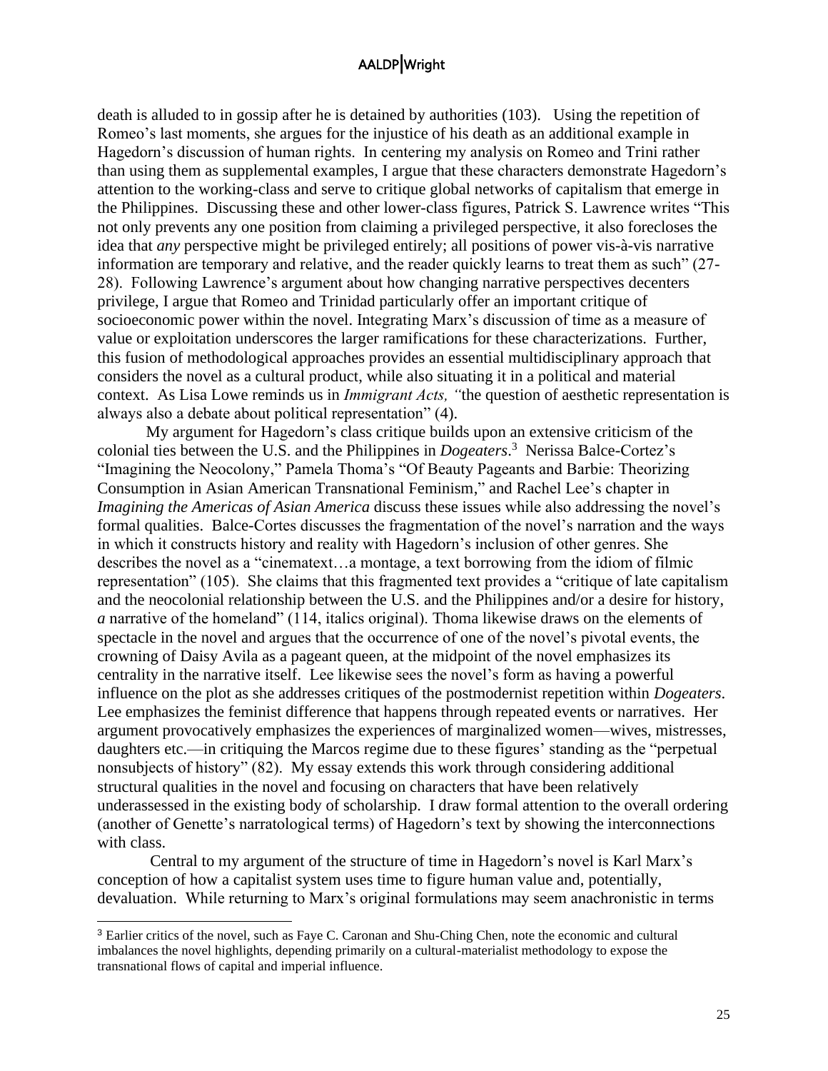death is alluded to in gossip after he is detained by authorities (103). Using the repetition of Romeo's last moments, she argues for the injustice of his death as an additional example in Hagedorn's discussion of human rights. In centering my analysis on Romeo and Trini rather than using them as supplemental examples, I argue that these characters demonstrate Hagedorn's attention to the working-class and serve to critique global networks of capitalism that emerge in the Philippines. Discussing these and other lower-class figures, Patrick S. Lawrence writes "This not only prevents any one position from claiming a privileged perspective, it also forecloses the idea that *any* perspective might be privileged entirely; all positions of power vis-à-vis narrative information are temporary and relative, and the reader quickly learns to treat them as such" (27-28). Following Lawrence's argument about how changing narrative perspectives decenters privilege, I argue that Romeo and Trinidad particularly offer an important critique of socioeconomic power within the novel. Integrating Marx's discussion of time as a measure of value or exploitation underscores the larger ramifications for these characterizations. Further, this fusion of methodological approaches provides an essential multidisciplinary approach that considers the novel as a cultural product, while also situating it in a political and material context. As Lisa Lowe reminds us in *Immigrant Acts, "*the question of aesthetic representation is always also a debate about political representation" (4).

My argument for Hagedorn's class critique builds upon an extensive criticism of the colonial ties between the U.S. and the Philippines in *Dogeaters*.[3] Nerissa Balce-Cortez's "Imagining the Neocolony," Pamela Thoma's "Of Beauty Pageants and Barbie: Theorizing Consumption in Asian American Transnational Feminism," and Rachel Lee's chapter in *Imagining the Americas of Asian America* discuss these issues while also addressing the novel's formal qualities. Balce-Cortes discusses the fragmentation of the novel's narration and the ways in which it constructs history and reality with Hagedorn's inclusion of other genres. She describes the novel as a "cinematext…a montage, a text borrowing from the idiom of filmic representation" (105). She claims that this fragmented text provides a "critique of late capitalism and the neocolonial relationship between the U.S. and the Philippines and/or a desire for history, *a* narrative of the homeland" (114, italics original). Thoma likewise draws on the elements of spectacle in the novel and argues that the occurrence of one of the novel's pivotal events, the crowning of Daisy Avila as a pageant queen, at the midpoint of the novel emphasizes its centrality in the narrative itself. Lee likewise sees the novel's form as having a powerful influence on the plot as she addresses critiques of the postmodernist repetition within *Dogeaters*. Lee emphasizes the feminist difference that happens through repeated events or narratives. Her argument provocatively emphasizes the experiences of marginalized women—wives, mistresses, daughters etc.—in critiquing the Marcos regime due to these figures' standing as the "perpetual nonsubjects of history" (82). My essay extends this work through considering additional structural qualities in the novel and focusing on characters that have been relatively underassessed in the existing body of scholarship. I draw formal attention to the overall ordering (another of Genette's narratological terms) of Hagedorn's text by showing the interconnections with class.

Central to my argument of the structure of time in Hagedorn's novel is Karl Marx's conception of how a capitalist system uses time to figure human value and, potentially, devaluation. While returning to Marx's original formulations may seem anachronistic in terms

[3] Earlier critics of the novel, such as Faye C. Caronan and Shu-Ching Chen, note the economic and cultural imbalances the novel highlights, depending primarily on a cultural-materialist methodology to expose the transnational flows of capital and imperial influence.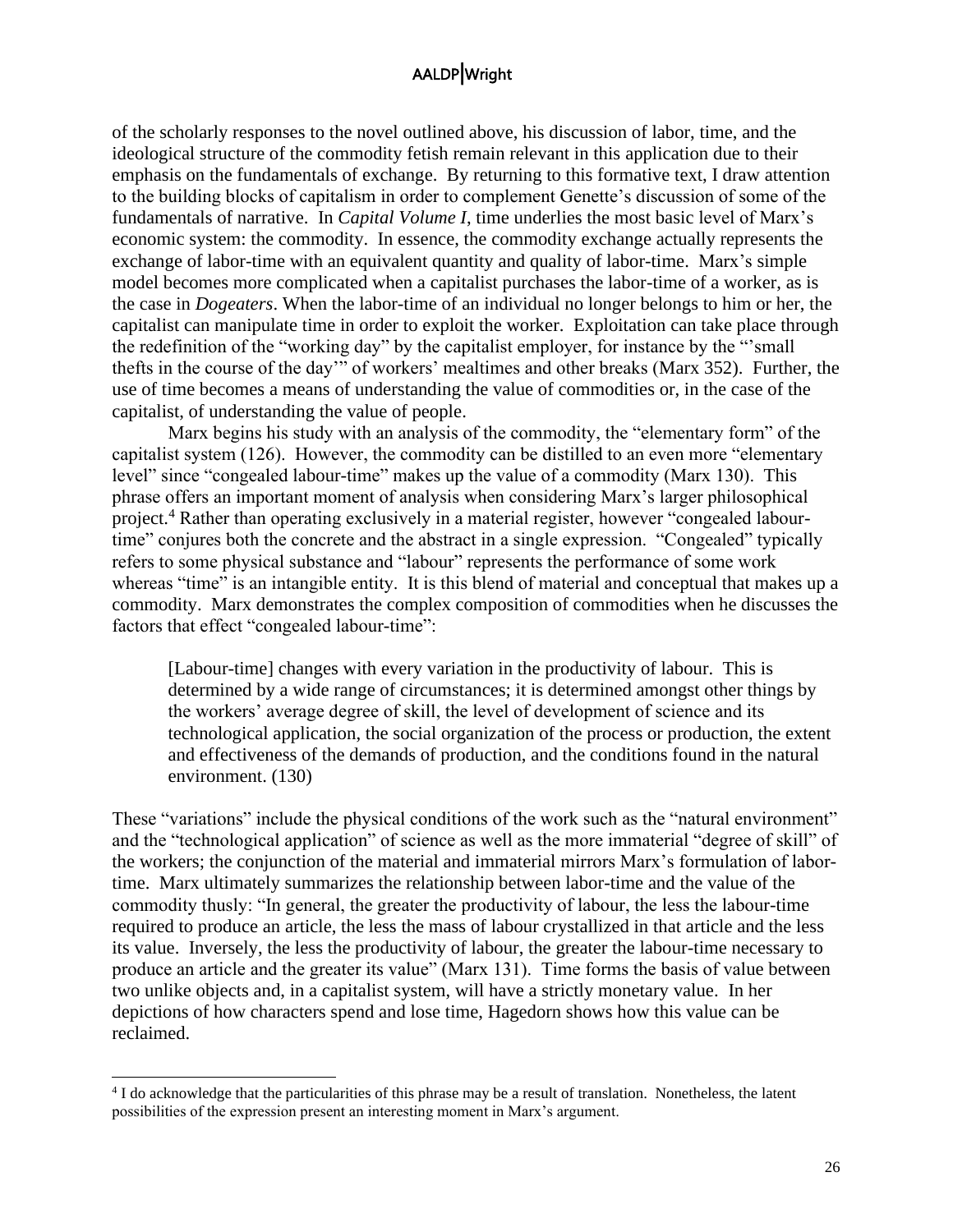of the scholarly responses to the novel outlined above, his discussion of labor, time, and the ideological structure of the commodity fetish remain relevant in this application due to their emphasis on the fundamentals of exchange. By returning to this formative text, I draw attention to the building blocks of capitalism in order to complement Genette's discussion of some of the fundamentals of narrative. In *Capital Volume I*, time underlies the most basic level of Marx's economic system: the commodity. In essence, the commodity exchange actually represents the exchange of labor-time with an equivalent quantity and quality of labor-time. Marx's simple model becomes more complicated when a capitalist purchases the labor-time of a worker, as is the case in *Dogeaters*. When the labor-time of an individual no longer belongs to him or her, the capitalist can manipulate time in order to exploit the worker. Exploitation can take place through the redefinition of the "working day" by the capitalist employer, for instance by the "'small thefts in the course of the day'" of workers' mealtimes and other breaks (Marx 352). Further, the use of time becomes a means of understanding the value of commodities or, in the case of the capitalist, of understanding the value of people.

Marx begins his study with an analysis of the commodity, the "elementary form" of the capitalist system (126). However, the commodity can be distilled to an even more "elementary level" since "congealed labour-time" makes up the value of a commodity (Marx 130). This phrase offers an important moment of analysis when considering Marx's larger philosophical project.[4] Rather than operating exclusively in a material register, however "congealed labour-time" conjures both the concrete and the abstract in a single expression. "Congealed" typically refers to some physical substance and "labour" represents the performance of some work whereas "time" is an intangible entity. It is this blend of material and conceptual that makes up a commodity. Marx demonstrates the complex composition of commodities when he discusses the factors that effect "congealed labour-time":

> [Labour-time] changes with every variation in the productivity of labour. This is determined by a wide range of circumstances; it is determined amongst other things by the workers' average degree of skill, the level of development of science and its technological application, the social organization of the process or production, the extent and effectiveness of the demands of production, and the conditions found in the natural environment. (130)

These "variations" include the physical conditions of the work such as the "natural environment" and the "technological application" of science as well as the more immaterial "degree of skill" of the workers; the conjunction of the material and immaterial mirrors Marx's formulation of labor-time. Marx ultimately summarizes the relationship between labor-time and the value of the commodity thusly: "In general, the greater the productivity of labour, the less the labour-time required to produce an article, the less the mass of labour crystallized in that article and the less its value. Inversely, the less the productivity of labour, the greater the labour-time necessary to produce an article and the greater its value" (Marx 131). Time forms the basis of value between two unlike objects and, in a capitalist system, will have a strictly monetary value. In her depictions of how characters spend and lose time, Hagedorn shows how this value can be reclaimed.

[4] I do acknowledge that the particularities of this phrase may be a result of translation. Nonetheless, the latent possibilities of the expression present an interesting moment in Marx's argument.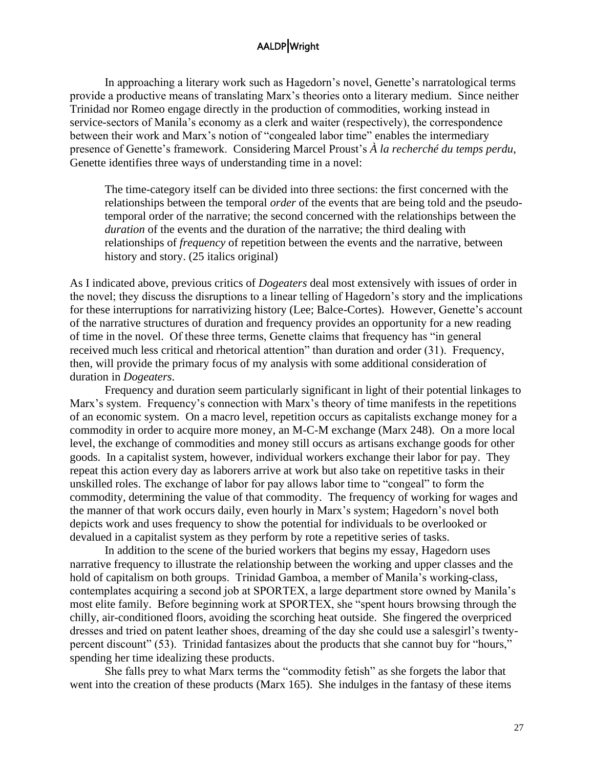In approaching a literary work such as Hagedorn's novel, Genette's narratological terms provide a productive means of translating Marx's theories onto a literary medium. Since neither Trinidad nor Romeo engage directly in the production of commodities, working instead in service-sectors of Manila's economy as a clerk and waiter (respectively), the correspondence between their work and Marx's notion of "congealed labor time" enables the intermediary presence of Genette's framework. Considering Marcel Proust's *À la recherché du temps perdu*, Genette identifies three ways of understanding time in a novel:

> The time-category itself can be divided into three sections: the first concerned with the relationships between the temporal *order* of the events that are being told and the pseudo-temporal order of the narrative; the second concerned with the relationships between the *duration* of the events and the duration of the narrative; the third dealing with relationships of *frequency* of repetition between the events and the narrative, between history and story. (25 italics original)

As I indicated above, previous critics of *Dogeaters* deal most extensively with issues of order in the novel; they discuss the disruptions to a linear telling of Hagedorn's story and the implications for these interruptions for narrativizing history (Lee; Balce-Cortes). However, Genette's account of the narrative structures of duration and frequency provides an opportunity for a new reading of time in the novel. Of these three terms, Genette claims that frequency has "in general received much less critical and rhetorical attention" than duration and order (31). Frequency, then, will provide the primary focus of my analysis with some additional consideration of duration in *Dogeaters*.

Frequency and duration seem particularly significant in light of their potential linkages to Marx's system. Frequency's connection with Marx's theory of time manifests in the repetitions of an economic system. On a macro level, repetition occurs as capitalists exchange money for a commodity in order to acquire more money, an M-C-M exchange (Marx 248). On a more local level, the exchange of commodities and money still occurs as artisans exchange goods for other goods. In a capitalist system, however, individual workers exchange their labor for pay. They repeat this action every day as laborers arrive at work but also take on repetitive tasks in their unskilled roles. The exchange of labor for pay allows labor time to "congeal" to form the commodity, determining the value of that commodity. The frequency of working for wages and the manner of that work occurs daily, even hourly in Marx's system; Hagedorn's novel both depicts work and uses frequency to show the potential for individuals to be overlooked or devalued in a capitalist system as they perform by rote a repetitive series of tasks.

In addition to the scene of the buried workers that begins my essay, Hagedorn uses narrative frequency to illustrate the relationship between the working and upper classes and the hold of capitalism on both groups. Trinidad Gamboa, a member of Manila's working-class, contemplates acquiring a second job at SPORTEX, a large department store owned by Manila's most elite family. Before beginning work at SPORTEX, she "spent hours browsing through the chilly, air-conditioned floors, avoiding the scorching heat outside. She fingered the overpriced dresses and tried on patent leather shoes, dreaming of the day she could use a salesgirl's twenty-percent discount" (53). Trinidad fantasizes about the products that she cannot buy for "hours," spending her time idealizing these products.

She falls prey to what Marx terms the "commodity fetish" as she forgets the labor that went into the creation of these products (Marx 165). She indulges in the fantasy of these items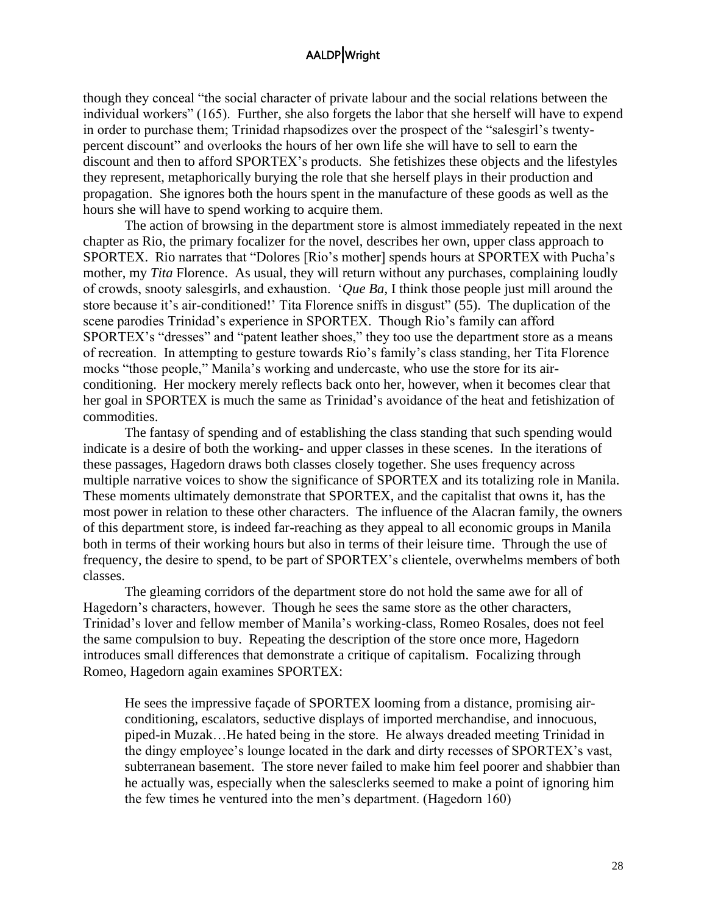though they conceal "the social character of private labour and the social relations between the individual workers" (165). Further, she also forgets the labor that she herself will have to expend in order to purchase them; Trinidad rhapsodizes over the prospect of the "salesgirl's twenty-percent discount" and overlooks the hours of her own life she will have to sell to earn the discount and then to afford SPORTEX's products. She fetishizes these objects and the lifestyles they represent, metaphorically burying the role that she herself plays in their production and propagation. She ignores both the hours spent in the manufacture of these goods as well as the hours she will have to spend working to acquire them.

The action of browsing in the department store is almost immediately repeated in the next chapter as Rio, the primary focalizer for the novel, describes her own, upper class approach to SPORTEX. Rio narrates that "Dolores [Rio's mother] spends hours at SPORTEX with Pucha's mother, my *Tita* Florence. As usual, they will return without any purchases, complaining loudly of crowds, snooty salesgirls, and exhaustion. '*Que Ba*, I think those people just mill around the store because it's air-conditioned!' Tita Florence sniffs in disgust" (55). The duplication of the scene parodies Trinidad's experience in SPORTEX. Though Rio's family can afford SPORTEX's "dresses" and "patent leather shoes," they too use the department store as a means of recreation. In attempting to gesture towards Rio's family's class standing, her Tita Florence mocks "those people," Manila's working and undercaste, who use the store for its air-conditioning. Her mockery merely reflects back onto her, however, when it becomes clear that her goal in SPORTEX is much the same as Trinidad's avoidance of the heat and fetishization of commodities.

The fantasy of spending and of establishing the class standing that such spending would indicate is a desire of both the working- and upper classes in these scenes. In the iterations of these passages, Hagedorn draws both classes closely together. She uses frequency across multiple narrative voices to show the significance of SPORTEX and its totalizing role in Manila. These moments ultimately demonstrate that SPORTEX, and the capitalist that owns it, has the most power in relation to these other characters. The influence of the Alacran family, the owners of this department store, is indeed far-reaching as they appeal to all economic groups in Manila both in terms of their working hours but also in terms of their leisure time. Through the use of frequency, the desire to spend, to be part of SPORTEX's clientele, overwhelms members of both classes.

The gleaming corridors of the department store do not hold the same awe for all of Hagedorn's characters, however. Though he sees the same store as the other characters, Trinidad's lover and fellow member of Manila's working-class, Romeo Rosales, does not feel the same compulsion to buy. Repeating the description of the store once more, Hagedorn introduces small differences that demonstrate a critique of capitalism. Focalizing through Romeo, Hagedorn again examines SPORTEX:

> He sees the impressive façade of SPORTEX looming from a distance, promising air-conditioning, escalators, seductive displays of imported merchandise, and innocuous, piped-in Muzak…He hated being in the store. He always dreaded meeting Trinidad in the dingy employee's lounge located in the dark and dirty recesses of SPORTEX's vast, subterranean basement. The store never failed to make him feel poorer and shabbier than he actually was, especially when the salesclerks seemed to make a point of ignoring him the few times he ventured into the men's department. (Hagedorn 160)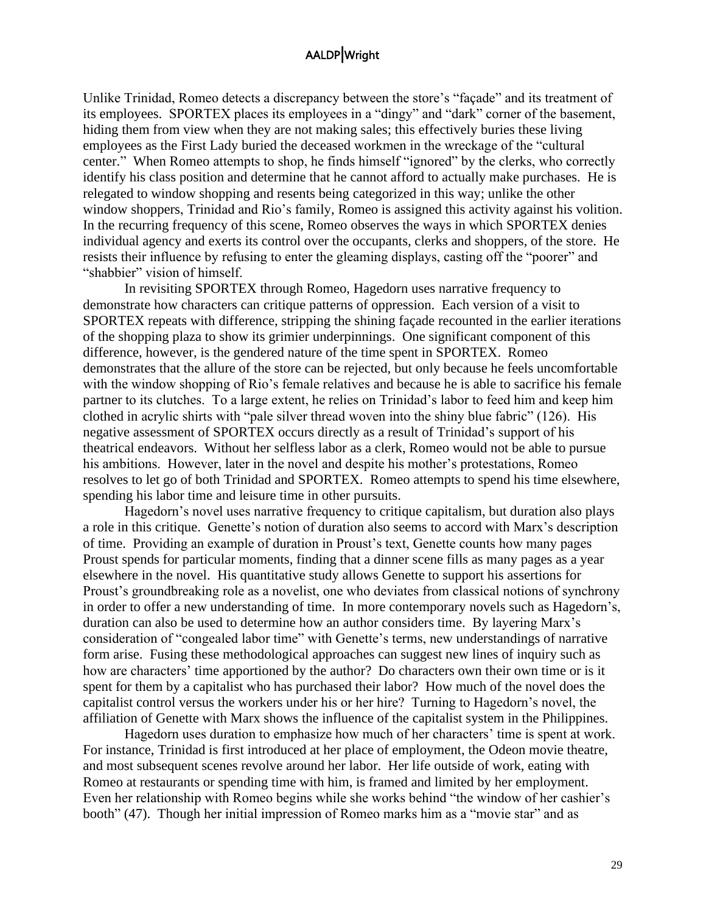Unlike Trinidad, Romeo detects a discrepancy between the store's "façade" and its treatment of its employees. SPORTEX places its employees in a "dingy" and "dark" corner of the basement, hiding them from view when they are not making sales; this effectively buries these living employees as the First Lady buried the deceased workmen in the wreckage of the "cultural center." When Romeo attempts to shop, he finds himself "ignored" by the clerks, who correctly identify his class position and determine that he cannot afford to actually make purchases. He is relegated to window shopping and resents being categorized in this way; unlike the other window shoppers, Trinidad and Rio's family, Romeo is assigned this activity against his volition. In the recurring frequency of this scene, Romeo observes the ways in which SPORTEX denies individual agency and exerts its control over the occupants, clerks and shoppers, of the store. He resists their influence by refusing to enter the gleaming displays, casting off the "poorer" and "shabbier" vision of himself.

In revisiting SPORTEX through Romeo, Hagedorn uses narrative frequency to demonstrate how characters can critique patterns of oppression. Each version of a visit to SPORTEX repeats with difference, stripping the shining façade recounted in the earlier iterations of the shopping plaza to show its grimier underpinnings. One significant component of this difference, however, is the gendered nature of the time spent in SPORTEX. Romeo demonstrates that the allure of the store can be rejected, but only because he feels uncomfortable with the window shopping of Rio's female relatives and because he is able to sacrifice his female partner to its clutches. To a large extent, he relies on Trinidad's labor to feed him and keep him clothed in acrylic shirts with "pale silver thread woven into the shiny blue fabric" (126). His negative assessment of SPORTEX occurs directly as a result of Trinidad's support of his theatrical endeavors. Without her selfless labor as a clerk, Romeo would not be able to pursue his ambitions. However, later in the novel and despite his mother's protestations, Romeo resolves to let go of both Trinidad and SPORTEX. Romeo attempts to spend his time elsewhere, spending his labor time and leisure time in other pursuits.

Hagedorn's novel uses narrative frequency to critique capitalism, but duration also plays a role in this critique. Genette's notion of duration also seems to accord with Marx's description of time. Providing an example of duration in Proust's text, Genette counts how many pages Proust spends for particular moments, finding that a dinner scene fills as many pages as a year elsewhere in the novel. His quantitative study allows Genette to support his assertions for Proust's groundbreaking role as a novelist, one who deviates from classical notions of synchrony in order to offer a new understanding of time. In more contemporary novels such as Hagedorn's, duration can also be used to determine how an author considers time. By layering Marx's consideration of "congealed labor time" with Genette's terms, new understandings of narrative form arise. Fusing these methodological approaches can suggest new lines of inquiry such as how are characters' time apportioned by the author? Do characters own their own time or is it spent for them by a capitalist who has purchased their labor? How much of the novel does the capitalist control versus the workers under his or her hire? Turning to Hagedorn's novel, the affiliation of Genette with Marx shows the influence of the capitalist system in the Philippines.

Hagedorn uses duration to emphasize how much of her characters' time is spent at work. For instance, Trinidad is first introduced at her place of employment, the Odeon movie theatre, and most subsequent scenes revolve around her labor. Her life outside of work, eating with Romeo at restaurants or spending time with him, is framed and limited by her employment. Even her relationship with Romeo begins while she works behind "the window of her cashier's booth" (47). Though her initial impression of Romeo marks him as a "movie star" and as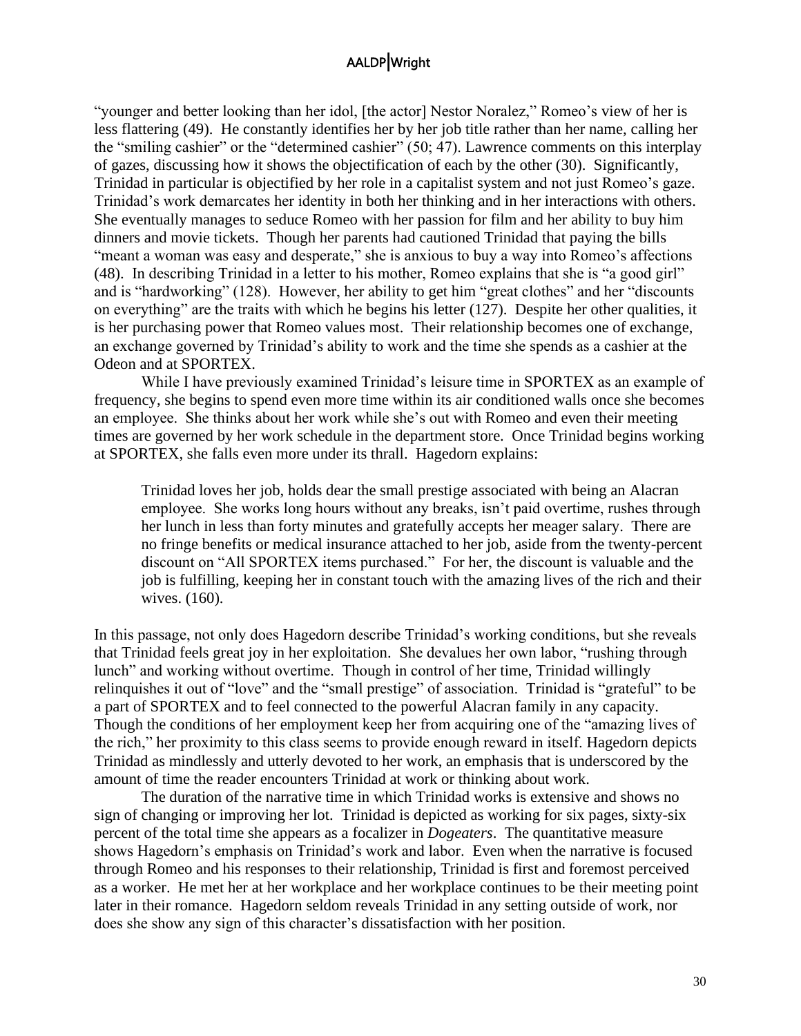"younger and better looking than her idol, [the actor] Nestor Noralez," Romeo's view of her is less flattering (49). He constantly identifies her by her job title rather than her name, calling her the "smiling cashier" or the "determined cashier" (50; 47). Lawrence comments on this interplay of gazes, discussing how it shows the objectification of each by the other (30). Significantly, Trinidad in particular is objectified by her role in a capitalist system and not just Romeo's gaze. Trinidad's work demarcates her identity in both her thinking and in her interactions with others. She eventually manages to seduce Romeo with her passion for film and her ability to buy him dinners and movie tickets. Though her parents had cautioned Trinidad that paying the bills "meant a woman was easy and desperate," she is anxious to buy a way into Romeo's affections (48). In describing Trinidad in a letter to his mother, Romeo explains that she is "a good girl" and is "hardworking" (128). However, her ability to get him "great clothes" and her "discounts on everything" are the traits with which he begins his letter (127). Despite her other qualities, it is her purchasing power that Romeo values most. Their relationship becomes one of exchange, an exchange governed by Trinidad's ability to work and the time she spends as a cashier at the Odeon and at SPORTEX.

While I have previously examined Trinidad's leisure time in SPORTEX as an example of frequency, she begins to spend even more time within its air conditioned walls once she becomes an employee. She thinks about her work while she's out with Romeo and even their meeting times are governed by her work schedule in the department store. Once Trinidad begins working at SPORTEX, she falls even more under its thrall. Hagedorn explains:

> Trinidad loves her job, holds dear the small prestige associated with being an Alacran employee. She works long hours without any breaks, isn't paid overtime, rushes through her lunch in less than forty minutes and gratefully accepts her meager salary. There are no fringe benefits or medical insurance attached to her job, aside from the twenty-percent discount on "All SPORTEX items purchased." For her, the discount is valuable and the job is fulfilling, keeping her in constant touch with the amazing lives of the rich and their wives. (160).

In this passage, not only does Hagedorn describe Trinidad's working conditions, but she reveals that Trinidad feels great joy in her exploitation. She devalues her own labor, "rushing through lunch" and working without overtime. Though in control of her time, Trinidad willingly relinquishes it out of "love" and the "small prestige" of association. Trinidad is "grateful" to be a part of SPORTEX and to feel connected to the powerful Alacran family in any capacity. Though the conditions of her employment keep her from acquiring one of the "amazing lives of the rich," her proximity to this class seems to provide enough reward in itself. Hagedorn depicts Trinidad as mindlessly and utterly devoted to her work, an emphasis that is underscored by the amount of time the reader encounters Trinidad at work or thinking about work.

The duration of the narrative time in which Trinidad works is extensive and shows no sign of changing or improving her lot. Trinidad is depicted as working for six pages, sixty-six percent of the total time she appears as a focalizer in *Dogeaters*. The quantitative measure shows Hagedorn's emphasis on Trinidad's work and labor. Even when the narrative is focused through Romeo and his responses to their relationship, Trinidad is first and foremost perceived as a worker. He met her at her workplace and her workplace continues to be their meeting point later in their romance. Hagedorn seldom reveals Trinidad in any setting outside of work, nor does she show any sign of this character's dissatisfaction with her position.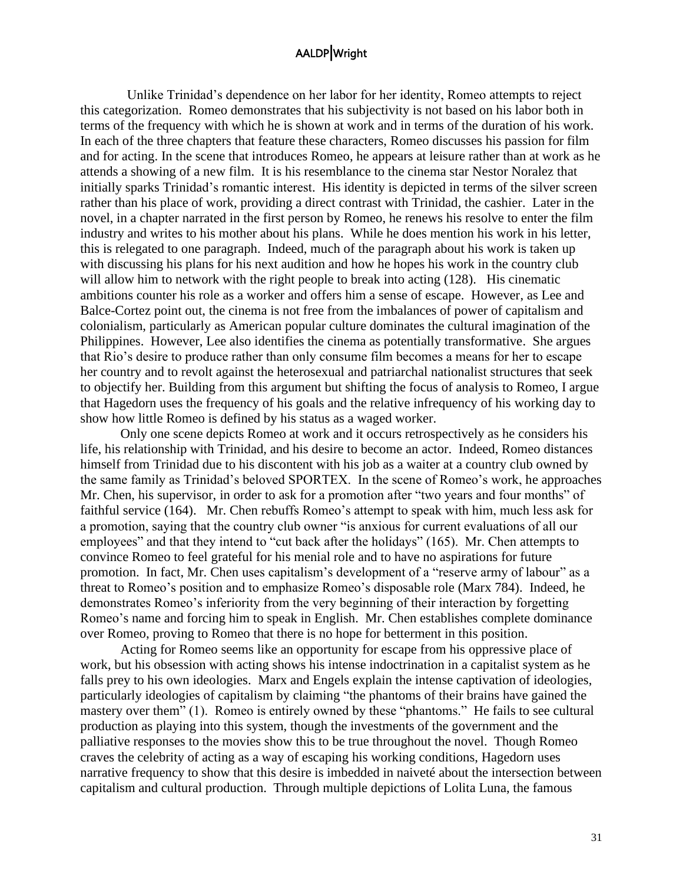Unlike Trinidad's dependence on her labor for her identity, Romeo attempts to reject this categorization. Romeo demonstrates that his subjectivity is not based on his labor both in terms of the frequency with which he is shown at work and in terms of the duration of his work. In each of the three chapters that feature these characters, Romeo discusses his passion for film and for acting. In the scene that introduces Romeo, he appears at leisure rather than at work as he attends a showing of a new film. It is his resemblance to the cinema star Nestor Noralez that initially sparks Trinidad's romantic interest. His identity is depicted in terms of the silver screen rather than his place of work, providing a direct contrast with Trinidad, the cashier. Later in the novel, in a chapter narrated in the first person by Romeo, he renews his resolve to enter the film industry and writes to his mother about his plans. While he does mention his work in his letter, this is relegated to one paragraph. Indeed, much of the paragraph about his work is taken up with discussing his plans for his next audition and how he hopes his work in the country club will allow him to network with the right people to break into acting (128). His cinematic ambitions counter his role as a worker and offers him a sense of escape. However, as Lee and Balce-Cortez point out, the cinema is not free from the imbalances of power of capitalism and colonialism, particularly as American popular culture dominates the cultural imagination of the Philippines. However, Lee also identifies the cinema as potentially transformative. She argues that Rio's desire to produce rather than only consume film becomes a means for her to escape her country and to revolt against the heterosexual and patriarchal nationalist structures that seek to objectify her. Building from this argument but shifting the focus of analysis to Romeo, I argue that Hagedorn uses the frequency of his goals and the relative infrequency of his working day to show how little Romeo is defined by his status as a waged worker.

Only one scene depicts Romeo at work and it occurs retrospectively as he considers his life, his relationship with Trinidad, and his desire to become an actor. Indeed, Romeo distances himself from Trinidad due to his discontent with his job as a waiter at a country club owned by the same family as Trinidad's beloved SPORTEX. In the scene of Romeo's work, he approaches Mr. Chen, his supervisor, in order to ask for a promotion after "two years and four months" of faithful service (164). Mr. Chen rebuffs Romeo's attempt to speak with him, much less ask for a promotion, saying that the country club owner "is anxious for current evaluations of all our employees" and that they intend to "cut back after the holidays" (165). Mr. Chen attempts to convince Romeo to feel grateful for his menial role and to have no aspirations for future promotion. In fact, Mr. Chen uses capitalism's development of a "reserve army of labour" as a threat to Romeo's position and to emphasize Romeo's disposable role (Marx 784). Indeed, he demonstrates Romeo's inferiority from the very beginning of their interaction by forgetting Romeo's name and forcing him to speak in English. Mr. Chen establishes complete dominance over Romeo, proving to Romeo that there is no hope for betterment in this position.

Acting for Romeo seems like an opportunity for escape from his oppressive place of work, but his obsession with acting shows his intense indoctrination in a capitalist system as he falls prey to his own ideologies. Marx and Engels explain the intense captivation of ideologies, particularly ideologies of capitalism by claiming "the phantoms of their brains have gained the mastery over them" (1). Romeo is entirely owned by these "phantoms." He fails to see cultural production as playing into this system, though the investments of the government and the palliative responses to the movies show this to be true throughout the novel. Though Romeo craves the celebrity of acting as a way of escaping his working conditions, Hagedorn uses narrative frequency to show that this desire is imbedded in naiveté about the intersection between capitalism and cultural production. Through multiple depictions of Lolita Luna, the famous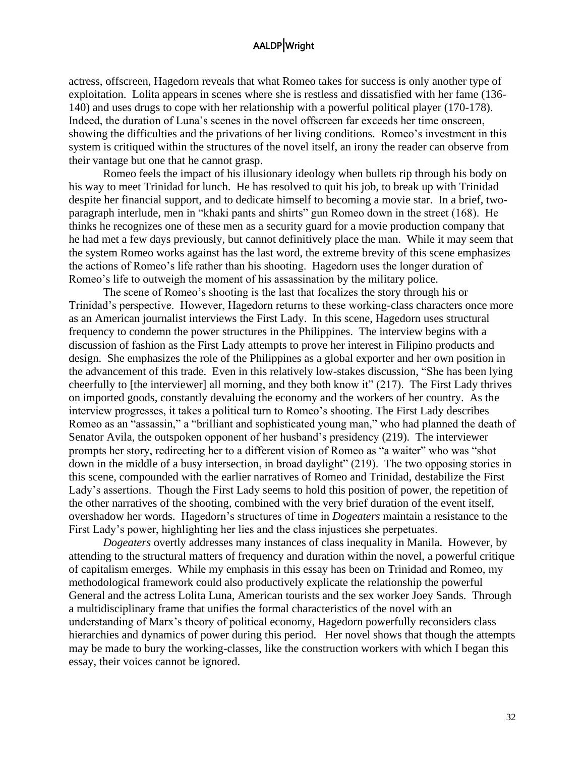actress, offscreen, Hagedorn reveals that what Romeo takes for success is only another type of exploitation. Lolita appears in scenes where she is restless and dissatisfied with her fame (136-140) and uses drugs to cope with her relationship with a powerful political player (170-178). Indeed, the duration of Luna's scenes in the novel offscreen far exceeds her time onscreen, showing the difficulties and the privations of her living conditions. Romeo's investment in this system is critiqued within the structures of the novel itself, an irony the reader can observe from their vantage but one that he cannot grasp.

Romeo feels the impact of his illusionary ideology when bullets rip through his body on his way to meet Trinidad for lunch. He has resolved to quit his job, to break up with Trinidad despite her financial support, and to dedicate himself to becoming a movie star. In a brief, two-paragraph interlude, men in "khaki pants and shirts" gun Romeo down in the street (168). He thinks he recognizes one of these men as a security guard for a movie production company that he had met a few days previously, but cannot definitively place the man. While it may seem that the system Romeo works against has the last word, the extreme brevity of this scene emphasizes the actions of Romeo's life rather than his shooting. Hagedorn uses the longer duration of Romeo's life to outweigh the moment of his assassination by the military police.

The scene of Romeo's shooting is the last that focalizes the story through his or Trinidad's perspective. However, Hagedorn returns to these working-class characters once more as an American journalist interviews the First Lady. In this scene, Hagedorn uses structural frequency to condemn the power structures in the Philippines. The interview begins with a discussion of fashion as the First Lady attempts to prove her interest in Filipino products and design. She emphasizes the role of the Philippines as a global exporter and her own position in the advancement of this trade. Even in this relatively low-stakes discussion, "She has been lying cheerfully to [the interviewer] all morning, and they both know it" (217). The First Lady thrives on imported goods, constantly devaluing the economy and the workers of her country. As the interview progresses, it takes a political turn to Romeo's shooting. The First Lady describes Romeo as an "assassin," a "brilliant and sophisticated young man," who had planned the death of Senator Avila, the outspoken opponent of her husband's presidency (219). The interviewer prompts her story, redirecting her to a different vision of Romeo as "a waiter" who was "shot down in the middle of a busy intersection, in broad daylight" (219). The two opposing stories in this scene, compounded with the earlier narratives of Romeo and Trinidad, destabilize the First Lady's assertions. Though the First Lady seems to hold this position of power, the repetition of the other narratives of the shooting, combined with the very brief duration of the event itself, overshadow her words. Hagedorn's structures of time in *Dogeaters* maintain a resistance to the First Lady's power, highlighting her lies and the class injustices she perpetuates.

*Dogeaters* overtly addresses many instances of class inequality in Manila. However, by attending to the structural matters of frequency and duration within the novel, a powerful critique of capitalism emerges. While my emphasis in this essay has been on Trinidad and Romeo, my methodological framework could also productively explicate the relationship the powerful General and the actress Lolita Luna, American tourists and the sex worker Joey Sands. Through a multidisciplinary frame that unifies the formal characteristics of the novel with an understanding of Marx's theory of political economy, Hagedorn powerfully reconsiders class hierarchies and dynamics of power during this period. Her novel shows that though the attempts may be made to bury the working-classes, like the construction workers with which I began this essay, their voices cannot be ignored.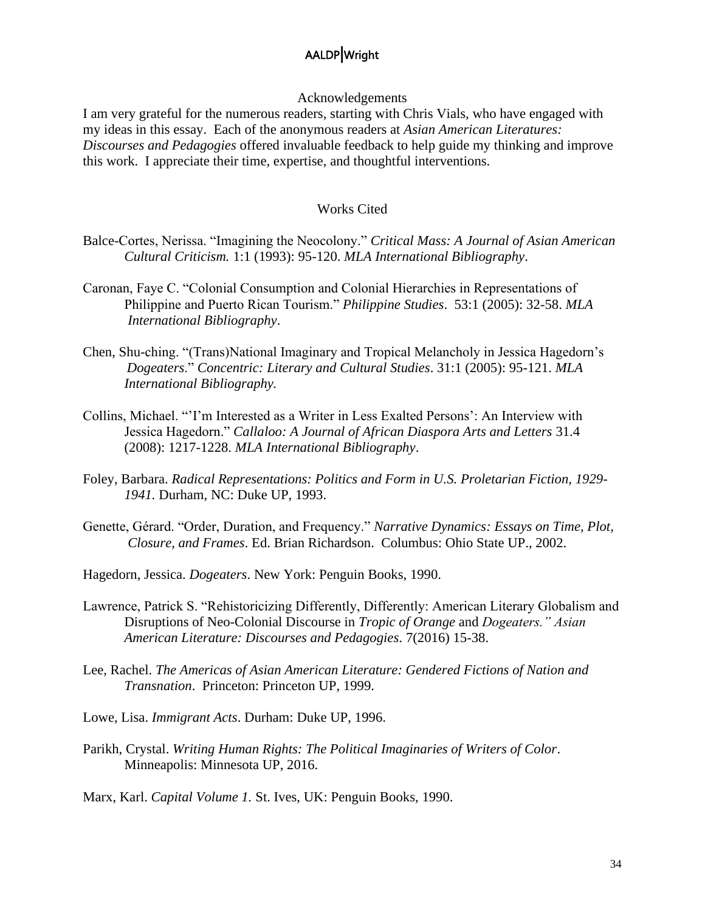## Acknowledgements

I am very grateful for the numerous readers, starting with Chris Vials, who have engaged with my ideas in this essay. Each of the anonymous readers at *Asian American Literatures: Discourses and Pedagogies* offered invaluable feedback to help guide my thinking and improve this work. I appreciate their time, expertise, and thoughtful interventions.

## Works Cited

Balce-Cortes, Nerissa. "Imagining the Neocolony." *Critical Mass: A Journal of Asian American Cultural Criticism.* 1:1 (1993): 95-120. *MLA International Bibliography*.

Caronan, Faye C. "Colonial Consumption and Colonial Hierarchies in Representations of Philippine and Puerto Rican Tourism." *Philippine Studies*. 53:1 (2005): 32-58. *MLA International Bibliography*.

Chen, Shu-ching. "(Trans)National Imaginary and Tropical Melancholy in Jessica Hagedorn's *Dogeaters*." *Concentric: Literary and Cultural Studies*. 31:1 (2005): 95-121. *MLA International Bibliography.*

Collins, Michael. "'I'm Interested as a Writer in Less Exalted Persons': An Interview with Jessica Hagedorn." *Callaloo: A Journal of African Diaspora Arts and Letters* 31.4 (2008): 1217-1228. *MLA International Bibliography*.

Foley, Barbara. *Radical Representations: Politics and Form in U.S. Proletarian Fiction, 1929-1941.* Durham, NC: Duke UP, 1993.

Genette, Gérard. "Order, Duration, and Frequency." *Narrative Dynamics: Essays on Time, Plot, Closure, and Frames*. Ed. Brian Richardson. Columbus: Ohio State UP., 2002.

Hagedorn, Jessica. *Dogeaters*. New York: Penguin Books, 1990.

Lawrence, Patrick S. "Rehistoricizing Differently, Differently: American Literary Globalism and Disruptions of Neo-Colonial Discourse in *Tropic of Orange* and *Dogeaters." Asian American Literature: Discourses and Pedagogies*. 7(2016) 15-38.

Lee, Rachel. *The Americas of Asian American Literature: Gendered Fictions of Nation and Transnation*. Princeton: Princeton UP, 1999.

Lowe, Lisa. *Immigrant Acts*. Durham: Duke UP, 1996.

Parikh, Crystal. *Writing Human Rights: The Political Imaginaries of Writers of Color*. Minneapolis: Minnesota UP, 2016.

Marx, Karl. *Capital Volume 1.* St. Ives, UK: Penguin Books, 1990.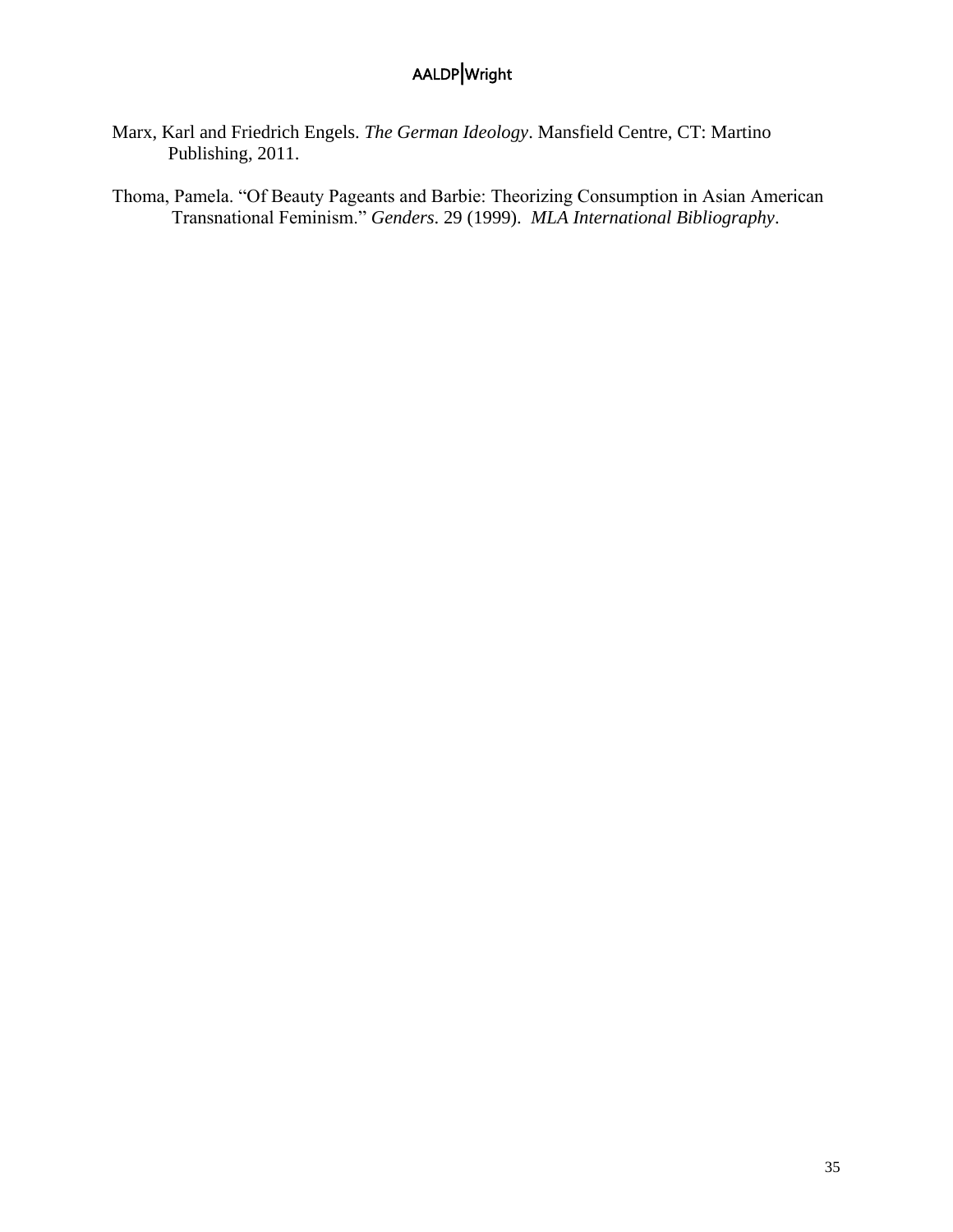Marx, Karl and Friedrich Engels. *The German Ideology*. Mansfield Centre, CT: Martino Publishing, 2011.

Thoma, Pamela. "Of Beauty Pageants and Barbie: Theorizing Consumption in Asian American Transnational Feminism." *Genders*. 29 (1999). *MLA International Bibliography*.